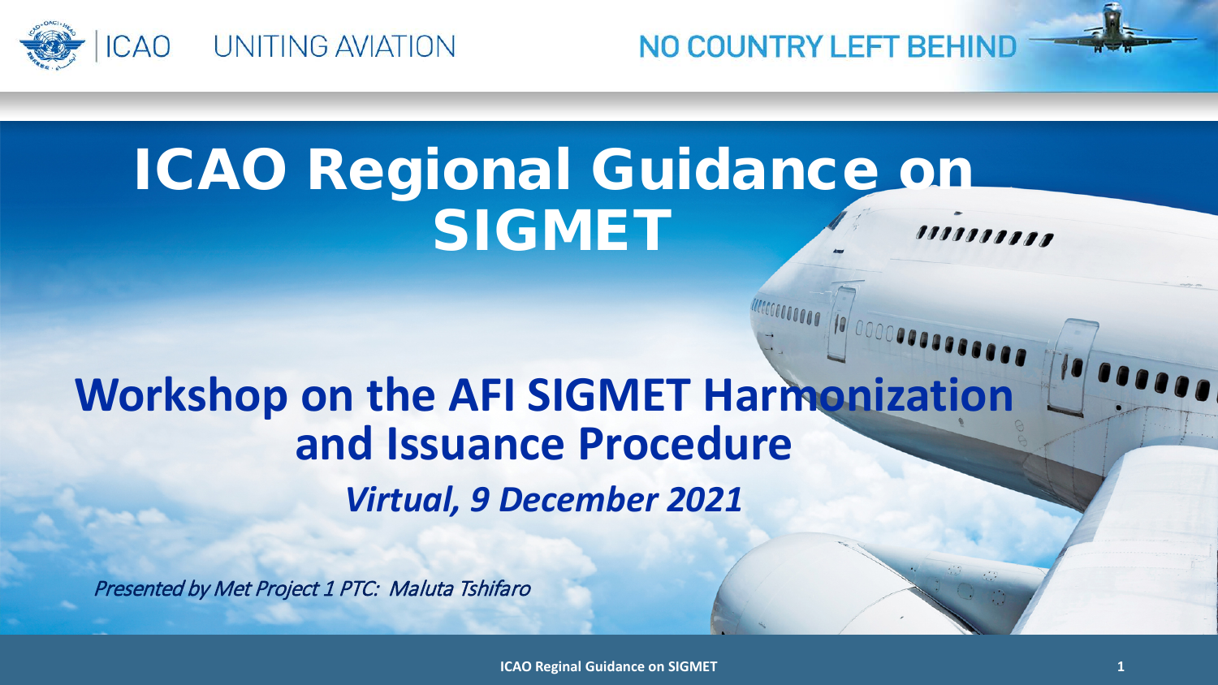# ICAO Regional Guidance on SIGMET

## Workshop on the AFI SIGMET Harmonization and Issuance Procedure

***Virtual, 9 December 2021***

*Presented by Met Project 1 PTC: Maluta Tshifaro*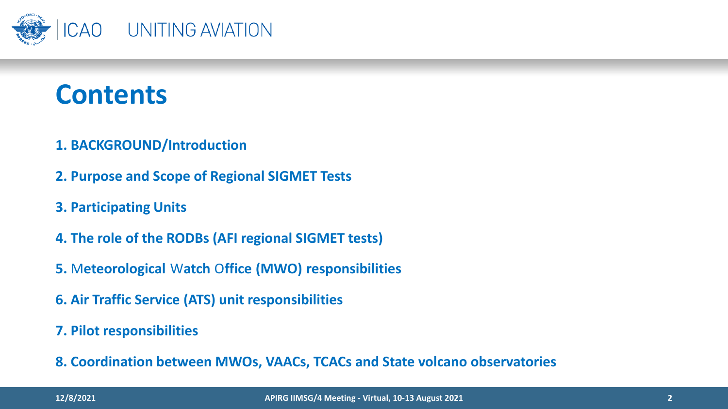# Contents

1. **BACKGROUND/Introduction**
2. **Purpose and Scope of Regional SIGMET Tests**
3. **Participating Units**
4. **The role of the RODBs (AFI regional SIGMET tests)**
5. **Meteorological Watch Office (MWO) responsibilities**
6. **Air Traffic Service (ATS) unit responsibilities**
7. **Pilot responsibilities**
8. **Coordination between MWOs, VAACs, TCACs and State volcano observatories**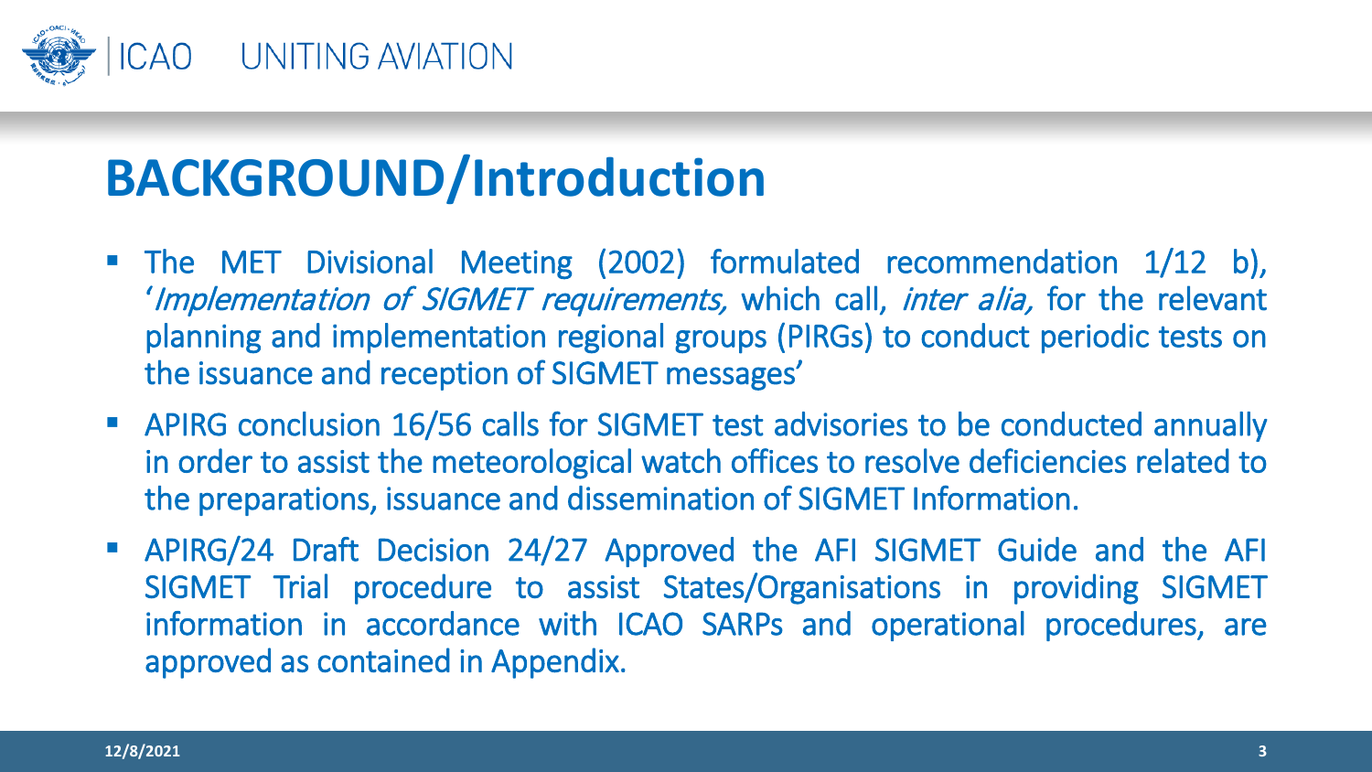# BACKGROUND/Introduction

- The MET Divisional Meeting (2002) formulated recommendation 1/12 b), '*Implementation of SIGMET requirements,* which call, *inter alia,* for the relevant planning and implementation regional groups (PIRGs) to conduct periodic tests on the issuance and reception of SIGMET messages'
- APIRG conclusion 16/56 calls for SIGMET test advisories to be conducted annually in order to assist the meteorological watch offices to resolve deficiencies related to the preparations, issuance and dissemination of SIGMET Information.
- APIRG/24 Draft Decision 24/27 Approved the AFI SIGMET Guide and the AFI SIGMET Trial procedure to assist States/Organisations in providing SIGMET information in accordance with ICAO SARPs and operational procedures, are approved as contained in Appendix.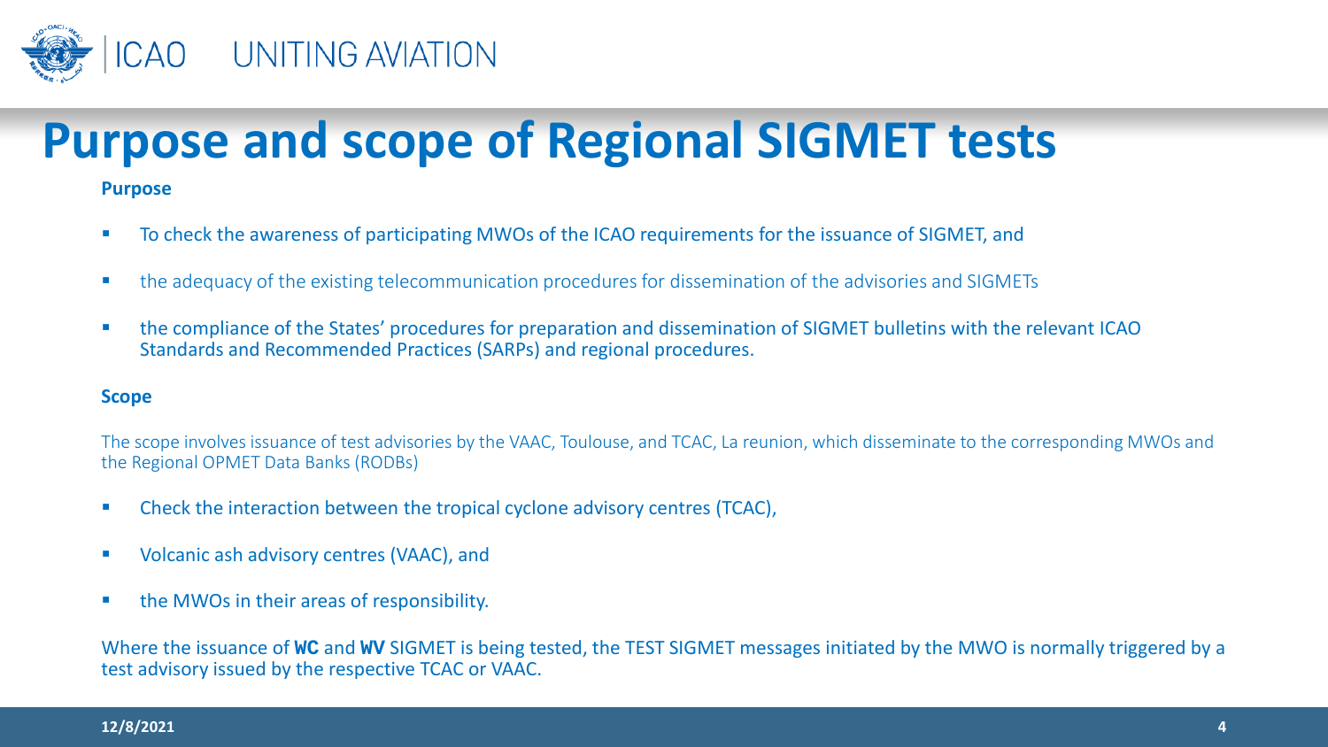# Purpose and scope of Regional SIGMET tests

**Purpose**

- To check the awareness of participating MWOs of the ICAO requirements for the issuance of SIGMET, and
- the adequacy of the existing telecommunication procedures for dissemination of the advisories and SIGMETs
- the compliance of the States' procedures for preparation and dissemination of SIGMET bulletins with the relevant ICAO Standards and Recommended Practices (SARPs) and regional procedures.

**Scope**

The scope involves issuance of test advisories by the VAAC, Toulouse, and TCAC, La reunion, which disseminate to the corresponding MWOs and the Regional OPMET Data Banks (RODBs)

- Check the interaction between the tropical cyclone advisory centres (TCAC),
- Volcanic ash advisory centres (VAAC), and
- the MWOs in their areas of responsibility.

Where the issuance of **WC** and **WV** SIGMET is being tested, the TEST SIGMET messages initiated by the MWO is normally triggered by a test advisory issued by the respective TCAC or VAAC.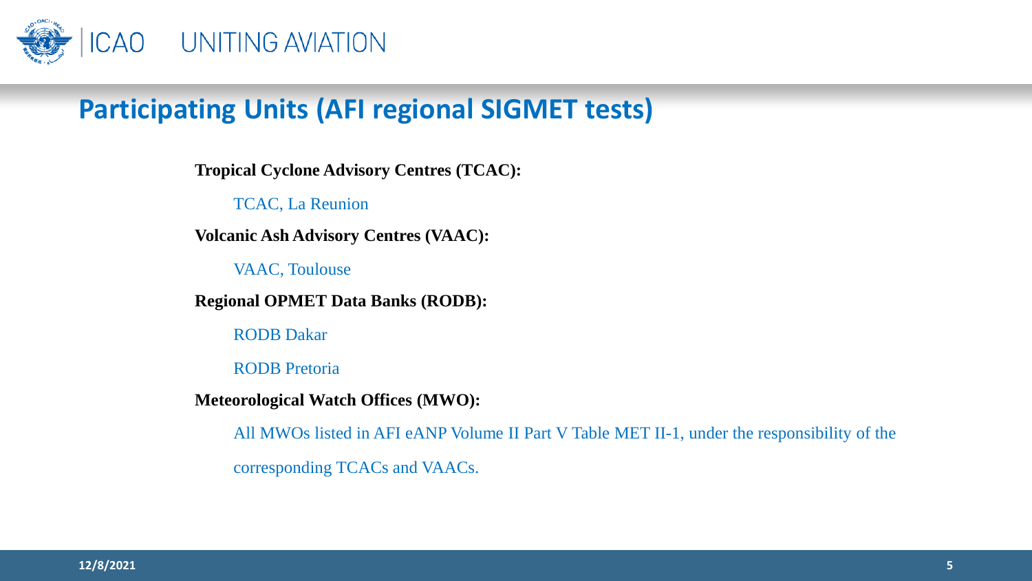## Participating Units (AFI regional SIGMET tests)

**Tropical Cyclone Advisory Centres (TCAC):**

TCAC, La Reunion

**Volcanic Ash Advisory Centres (VAAC):**

VAAC, Toulouse

**Regional OPMET Data Banks (RODB):**

RODB Dakar

RODB Pretoria

**Meteorological Watch Offices (MWO):**

All MWOs listed in AFI eANP Volume II Part V Table MET II-1, under the responsibility of the corresponding TCACs and VAACs.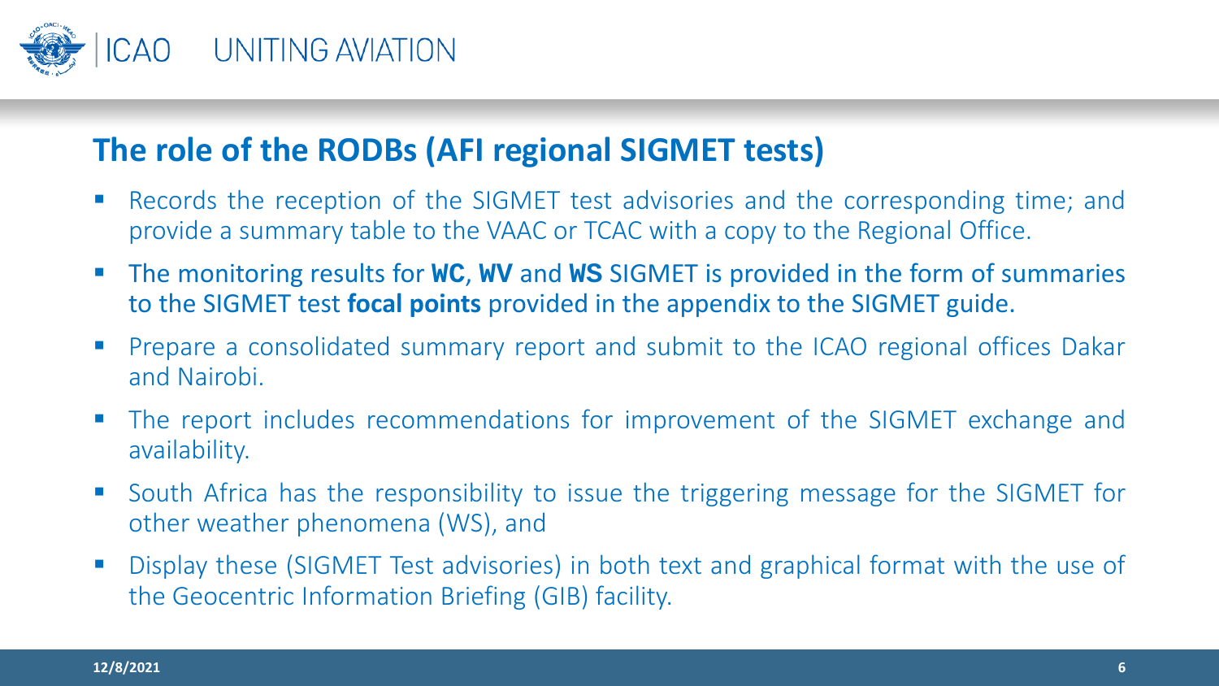## The role of the RODBs (AFI regional SIGMET tests)

- Records the reception of the SIGMET test advisories and the corresponding time; and provide a summary table to the VAAC or TCAC with a copy to the Regional Office.
- The monitoring results for **WC**, **WV** and **WS** SIGMET is provided in the form of summaries to the SIGMET test **focal points** provided in the appendix to the SIGMET guide.
- Prepare a consolidated summary report and submit to the ICAO regional offices Dakar and Nairobi.
- The report includes recommendations for improvement of the SIGMET exchange and availability.
- South Africa has the responsibility to issue the triggering message for the SIGMET for other weather phenomena (WS), and
- Display these (SIGMET Test advisories) in both text and graphical format with the use of the Geocentric Information Briefing (GIB) facility.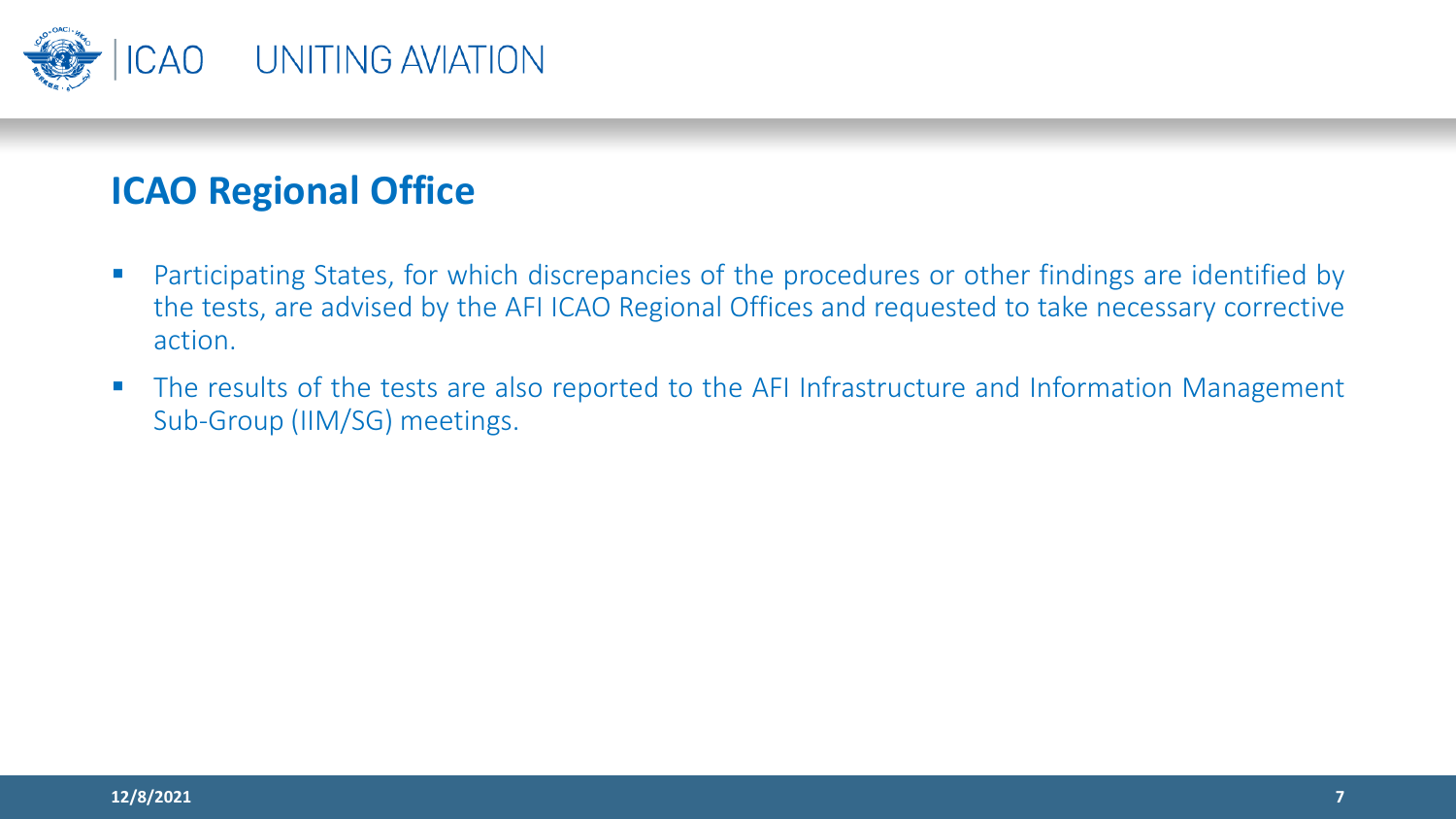## ICAO Regional Office

- Participating States, for which discrepancies of the procedures or other findings are identified by the tests, are advised by the AFI ICAO Regional Offices and requested to take necessary corrective action.
- The results of the tests are also reported to the AFI Infrastructure and Information Management Sub-Group (IIM/SG) meetings.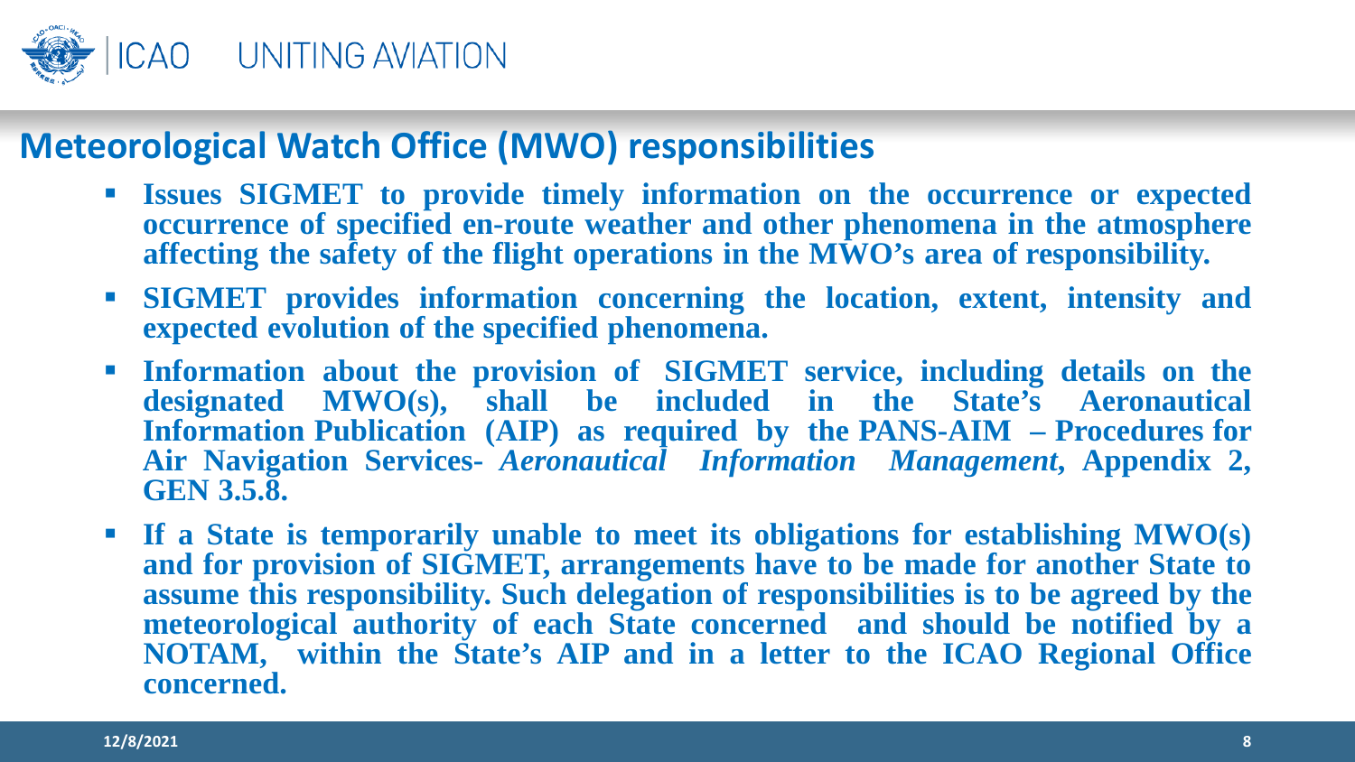## Meteorological Watch Office (MWO) responsibilities

- **Issues SIGMET to provide timely information on the occurrence or expected occurrence of specified en-route weather and other phenomena in the atmosphere affecting the safety of the flight operations in the MWO's area of responsibility.**
- **SIGMET provides information concerning the location, extent, intensity and expected evolution of the specified phenomena.**
- **Information about the provision of SIGMET service, including details on the designated MWO(s), shall be included in the State's Aeronautical Information Publication (AIP) as required by the PANS-AIM – Procedures for Air Navigation Services-** ***Aeronautical Information Management*****, Appendix 2, GEN 3.5.8.**
- **If a State is temporarily unable to meet its obligations for establishing MWO(s) and for provision of SIGMET, arrangements have to be made for another State to assume this responsibility. Such delegation of responsibilities is to be agreed by the meteorological authority of each State concerned and should be notified by a NOTAM, within the State's AIP and in a letter to the ICAO Regional Office concerned.**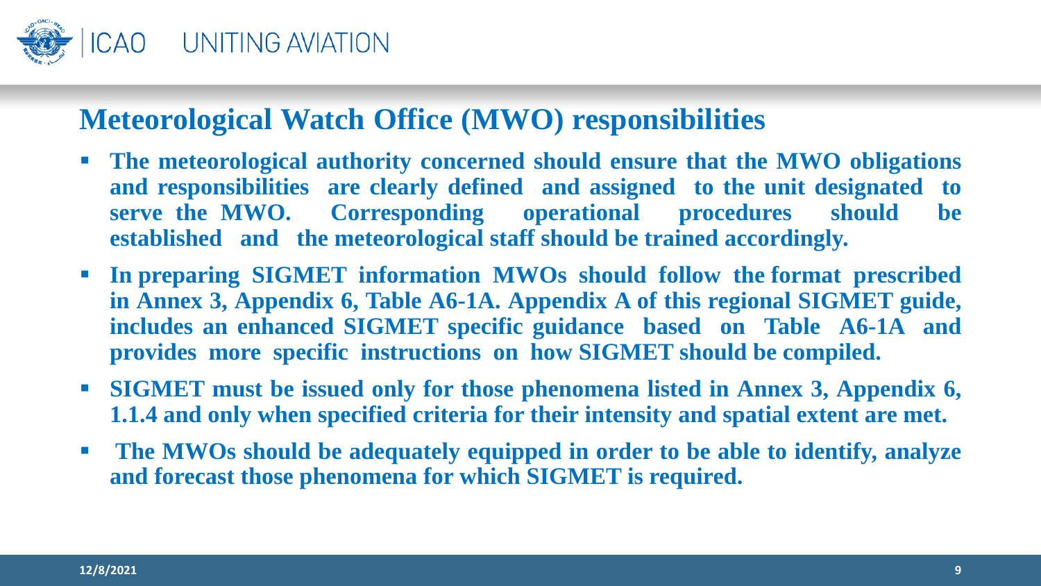## Meteorological Watch Office (MWO) responsibilities

- **The meteorological authority concerned should ensure that the MWO obligations and responsibilities are clearly defined and assigned to the unit designated to serve the MWO. Corresponding operational procedures should be established and the meteorological staff should be trained accordingly.**
- **In preparing SIGMET information MWOs should follow the format prescribed in Annex 3, Appendix 6, Table A6-1A. Appendix A of this regional SIGMET guide, includes an enhanced SIGMET specific guidance based on Table A6-1A and provides more specific instructions on how SIGMET should be compiled.**
- **SIGMET must be issued only for those phenomena listed in Annex 3, Appendix 6, 1.1.4 and only when specified criteria for their intensity and spatial extent are met.**
- **The MWOs should be adequately equipped in order to be able to identify, analyze and forecast those phenomena for which SIGMET is required.**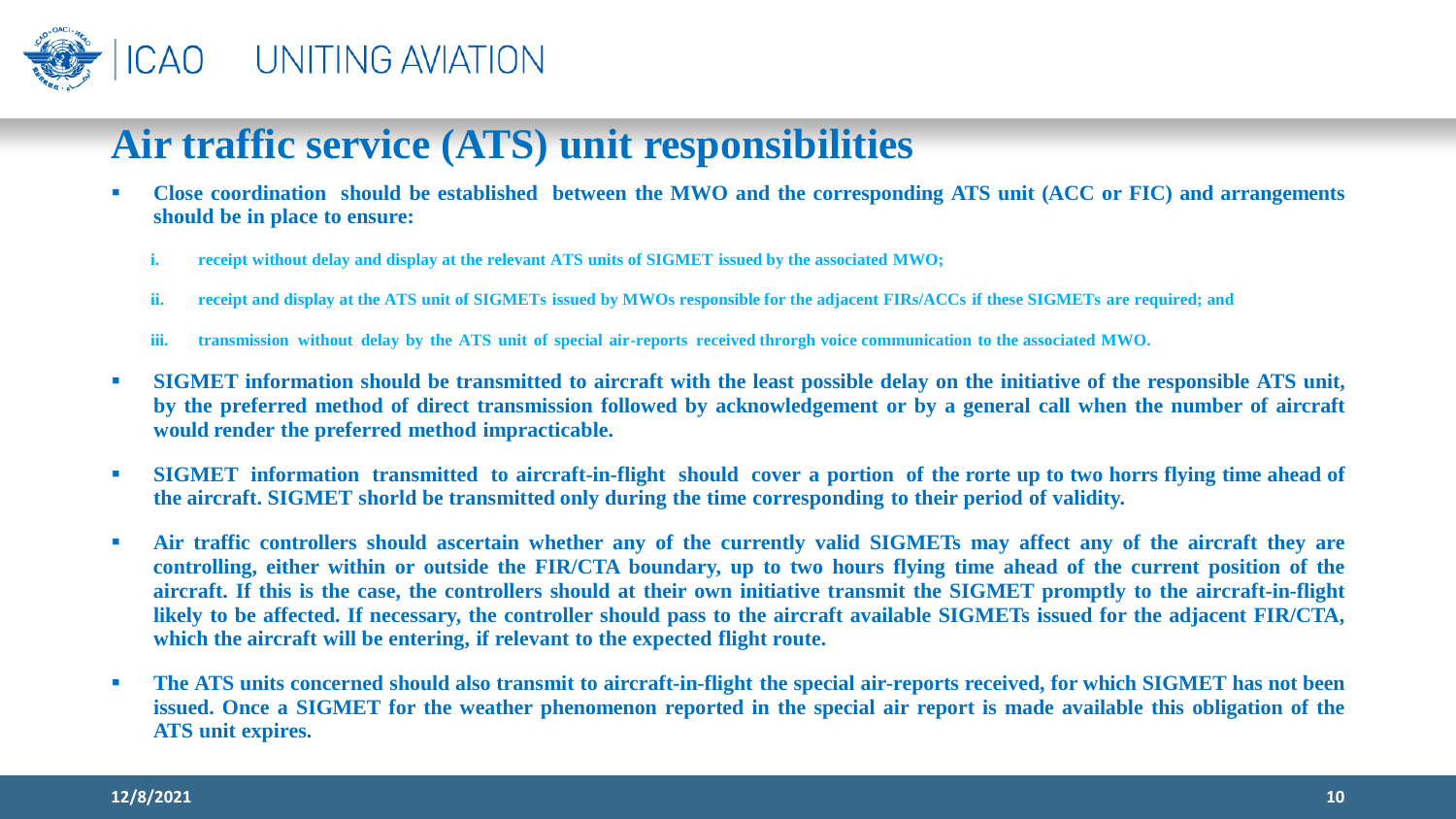## Air traffic service (ATS) unit responsibilities

- **Close coordination should be established between the MWO and the corresponding ATS unit (ACC or FIC) and arrangements should be in place to ensure:**
  - **i. receipt without delay and display at the relevant ATS units of SIGMET issued by the associated MWO;**
  - **ii. receipt and display at the ATS unit of SIGMETs issued by MWOs responsible for the adjacent FIRs/ACCs if these SIGMETs are required; and**
  - **iii. transmission without delay by the ATS unit of special air-reports received throrgh voice communication to the associated MWO.**
- **SIGMET information should be transmitted to aircraft with the least possible delay on the initiative of the responsible ATS unit, by the preferred method of direct transmission followed by acknowledgement or by a general call when the number of aircraft would render the preferred method impracticable.**
- **SIGMET information transmitted to aircraft-in-flight should cover a portion of the rorte up to two horrs flying time ahead of the aircraft. SIGMET shorld be transmitted only during the time corresponding to their period of validity.**
- **Air traffic controllers should ascertain whether any of the currently valid SIGMETs may affect any of the aircraft they are controlling, either within or outside the FIR/CTA boundary, up to two hours flying time ahead of the current position of the aircraft. If this is the case, the controllers should at their own initiative transmit the SIGMET promptly to the aircraft-in-flight likely to be affected. If necessary, the controller should pass to the aircraft available SIGMETs issued for the adjacent FIR/CTA, which the aircraft will be entering, if relevant to the expected flight route.**
- **The ATS units concerned should also transmit to aircraft-in-flight the special air-reports received, for which SIGMET has not been issued. Once a SIGMET for the weather phenomenon reported in the special air report is made available this obligation of the ATS unit expires.**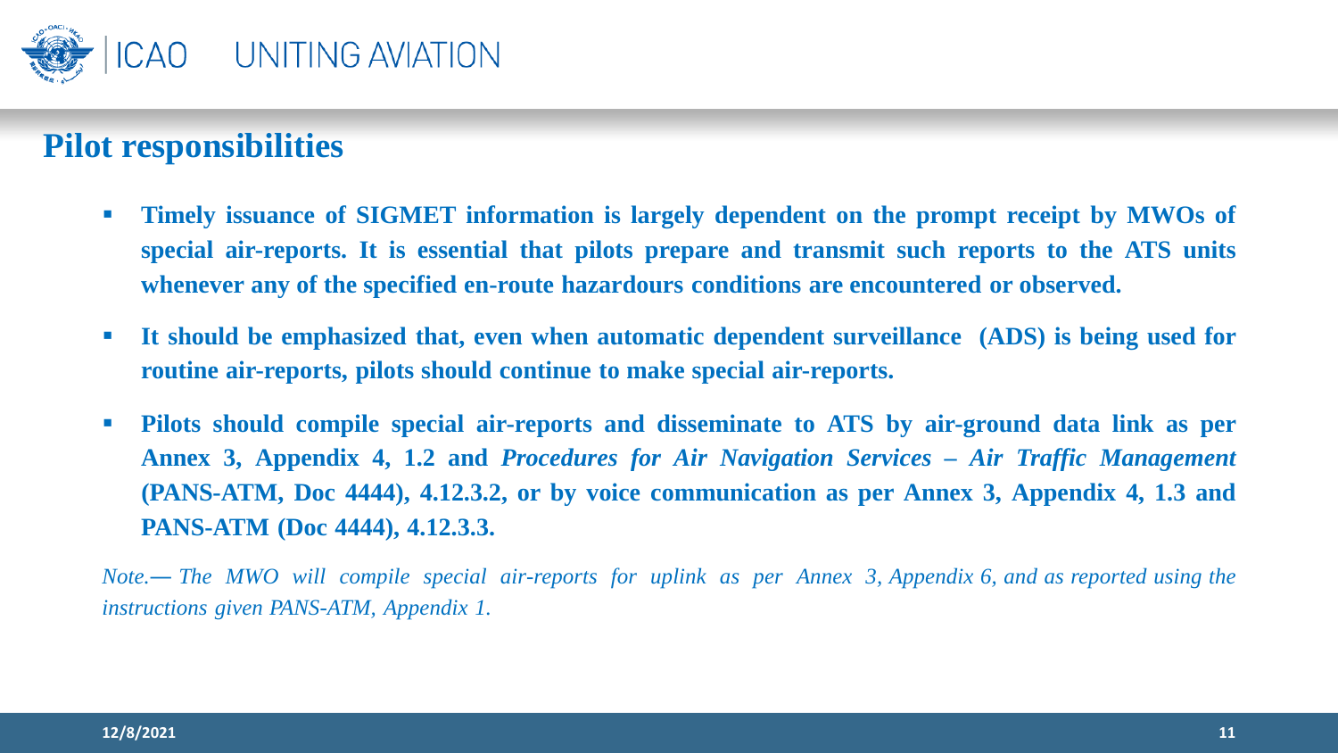## Pilot responsibilities

- **Timely issuance of SIGMET information is largely dependent on the prompt receipt by MWOs of special air-reports. It is essential that pilots prepare and transmit such reports to the ATS units whenever any of the specified en-route hazardours conditions are encountered or observed.**
- **It should be emphasized that, even when automatic dependent surveillance (ADS) is being used for routine air-reports, pilots should continue to make special air-reports.**
- **Pilots should compile special air-reports and disseminate to ATS by air-ground data link as per Annex 3, Appendix 4, 1.2 and *Procedures for Air Navigation Services – Air Traffic Management* (PANS-ATM, Doc 4444), 4.12.3.2, or by voice communication as per Annex 3, Appendix 4, 1.3 and PANS-ATM (Doc 4444), 4.12.3.3.**

*Note.— The MWO will compile special air-reports for uplink as per Annex 3, Appendix 6, and as reported using the instructions given PANS-ATM, Appendix 1.*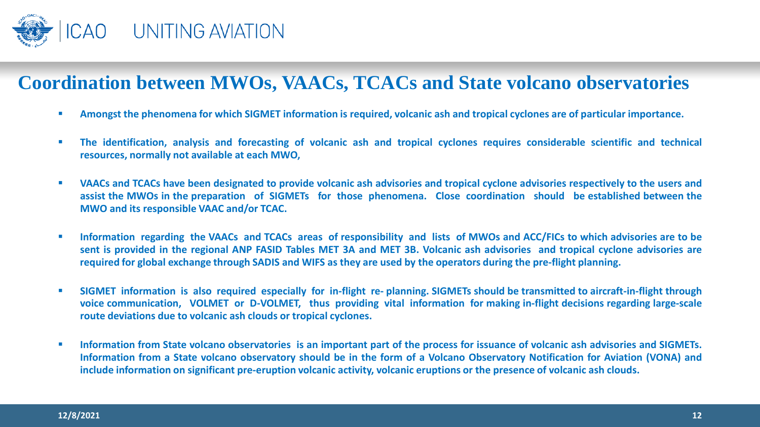# Coordination between MWOs, VAACs, TCACs and State volcano observatories

- **Amongst the phenomena for which SIGMET information is required, volcanic ash and tropical cyclones are of particular importance.**
- **The identification, analysis and forecasting of volcanic ash and tropical cyclones requires considerable scientific and technical resources, normally not available at each MWO,**
- **VAACs and TCACs have been designated to provide volcanic ash advisories and tropical cyclone advisories respectively to the users and assist the MWOs in the preparation of SIGMETs for those phenomena. Close coordination should be established between the MWO and its responsible VAAC and/or TCAC.**
- **Information regarding the VAACs and TCACs areas of responsibility and lists of MWOs and ACC/FICs to which advisories are to be sent is provided in the regional ANP FASID Tables MET 3A and MET 3B. Volcanic ash advisories and tropical cyclone advisories are required for global exchange through SADIS and WIFS as they are used by the operators during the pre-flight planning.**
- **SIGMET information is also required especially for in-flight re- planning. SIGMETs should be transmitted to aircraft-in-flight through voice communication, VOLMET or D-VOLMET, thus providing vital information for making in-flight decisions regarding large-scale route deviations due to volcanic ash clouds or tropical cyclones.**
- **Information from State volcano observatories is an important part of the process for issuance of volcanic ash advisories and SIGMETs. Information from a State volcano observatory should be in the form of a Volcano Observatory Notification for Aviation (VONA) and include information on significant pre-eruption volcanic activity, volcanic eruptions or the presence of volcanic ash clouds.**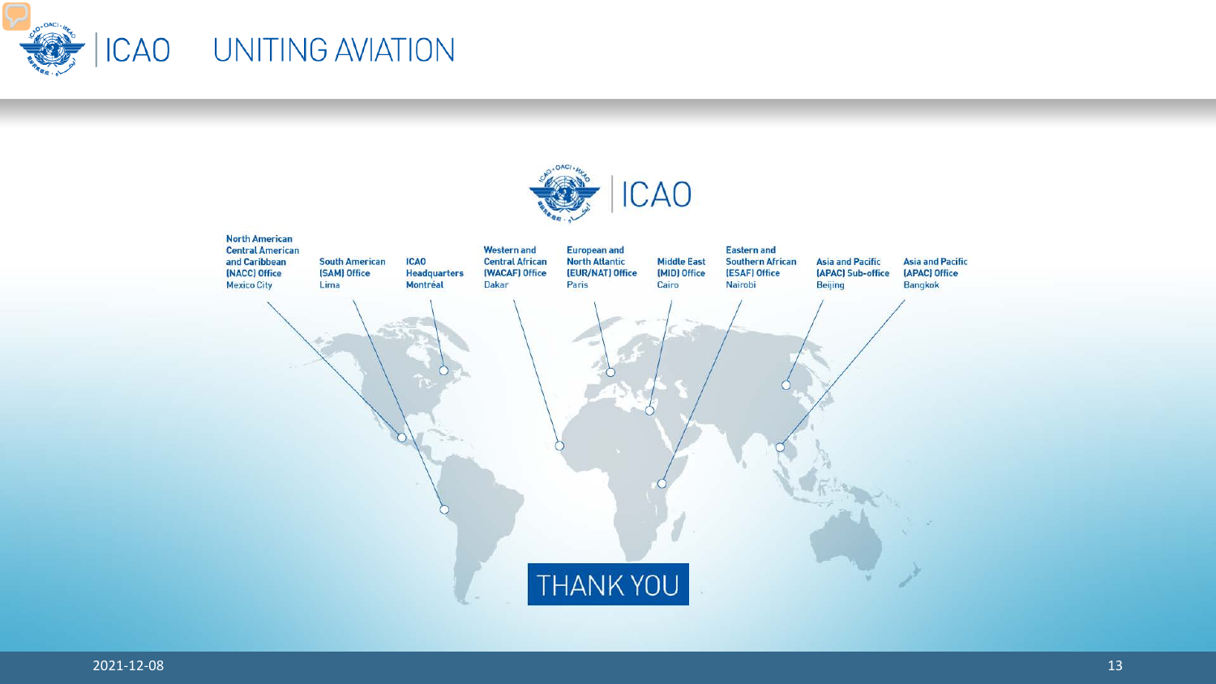ICAO UNITING AVIATION

ICAO

**North American Central American and Caribbean (NACC) Office**
Mexico City

**South American (SAM) Office**
Lima

**ICAO Headquarters**
Montréal

**Western and Central African (WACAF) Office**
Dakar

**European and North Atlantic (EUR/NAT) Office**
Paris

**Middle East (MID) Office**
Cairo

**Eastern and Southern African (ESAF) Office**
Nairobi

**Asia and Pacific (APAC) Sub-office**
Beijing

**Asia and Pacific (APAC) Office**
Bangkok

THANK YOU

2021-12-08